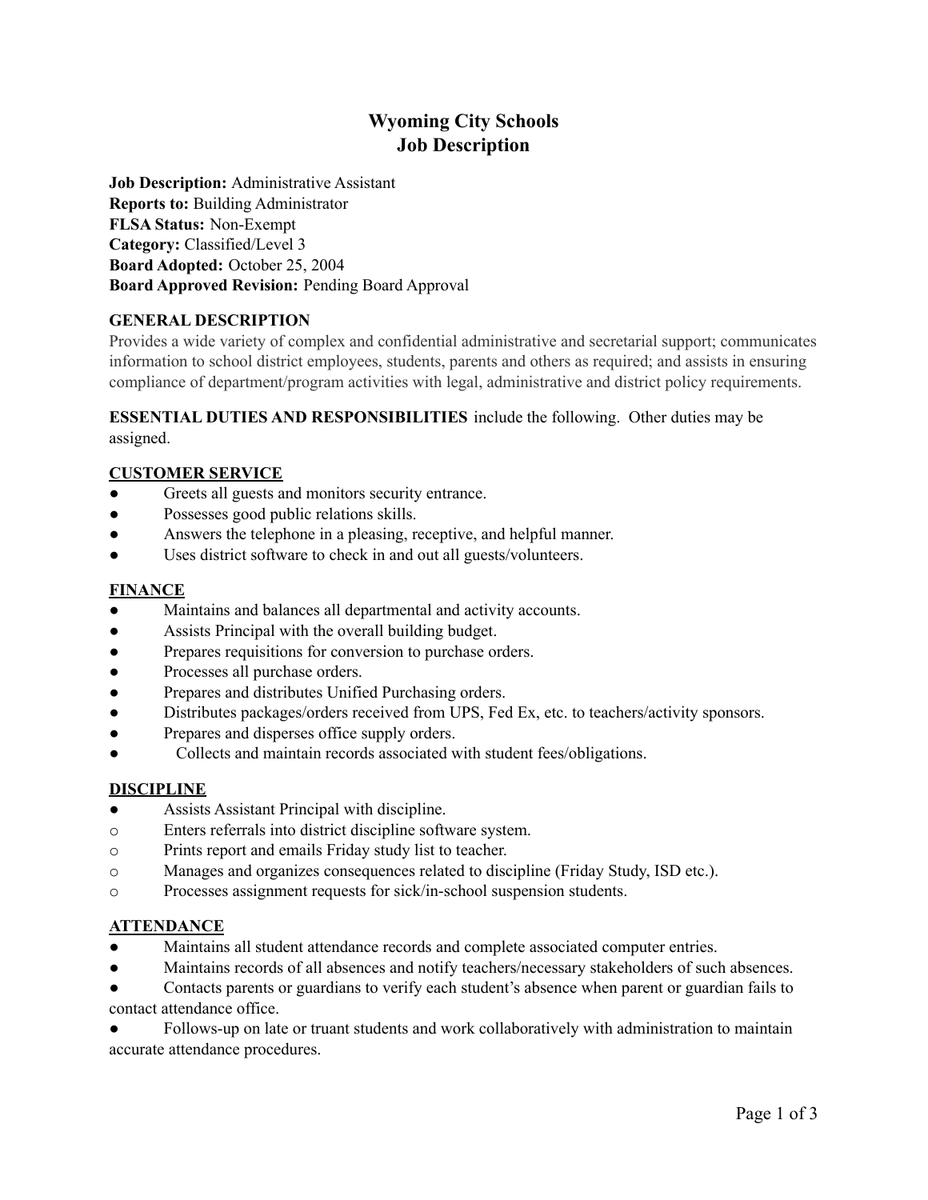# Wyoming City Schools
# Job Description

**Job Description:** Administrative Assistant
**Reports to:** Building Administrator
**FLSA Status:** Non-Exempt
**Category:** Classified/Level 3
**Board Adopted:** October 25, 2004
**Board Approved Revision:** Pending Board Approval

**GENERAL DESCRIPTION**

Provides a wide variety of complex and confidential administrative and secretarial support; communicates information to school district employees, students, parents and others as required; and assists in ensuring compliance of department/program activities with legal, administrative and district policy requirements.

**ESSENTIAL DUTIES AND RESPONSIBILITIES** include the following. Other duties may be assigned.

**CUSTOMER SERVICE**

- Greets all guests and monitors security entrance.
- Possesses good public relations skills.
- Answers the telephone in a pleasing, receptive, and helpful manner.
- Uses district software to check in and out all guests/volunteers.

**FINANCE**

- Maintains and balances all departmental and activity accounts.
- Assists Principal with the overall building budget.
- Prepares requisitions for conversion to purchase orders.
- Processes all purchase orders.
- Prepares and distributes Unified Purchasing orders.
- Distributes packages/orders received from UPS, Fed Ex, etc. to teachers/activity sponsors.
- Prepares and disperses office supply orders.
- Collects and maintain records associated with student fees/obligations.

**DISCIPLINE**

- Assists Assistant Principal with discipline.
  - Enters referrals into district discipline software system.
  - Prints report and emails Friday study list to teacher.
  - Manages and organizes consequences related to discipline (Friday Study, ISD etc.).
  - Processes assignment requests for sick/in-school suspension students.

**ATTENDANCE**

- Maintains all student attendance records and complete associated computer entries.
- Maintains records of all absences and notify teachers/necessary stakeholders of such absences.
- Contacts parents or guardians to verify each student's absence when parent or guardian fails to contact attendance office.
- Follows-up on late or truant students and work collaboratively with administration to maintain accurate attendance procedures.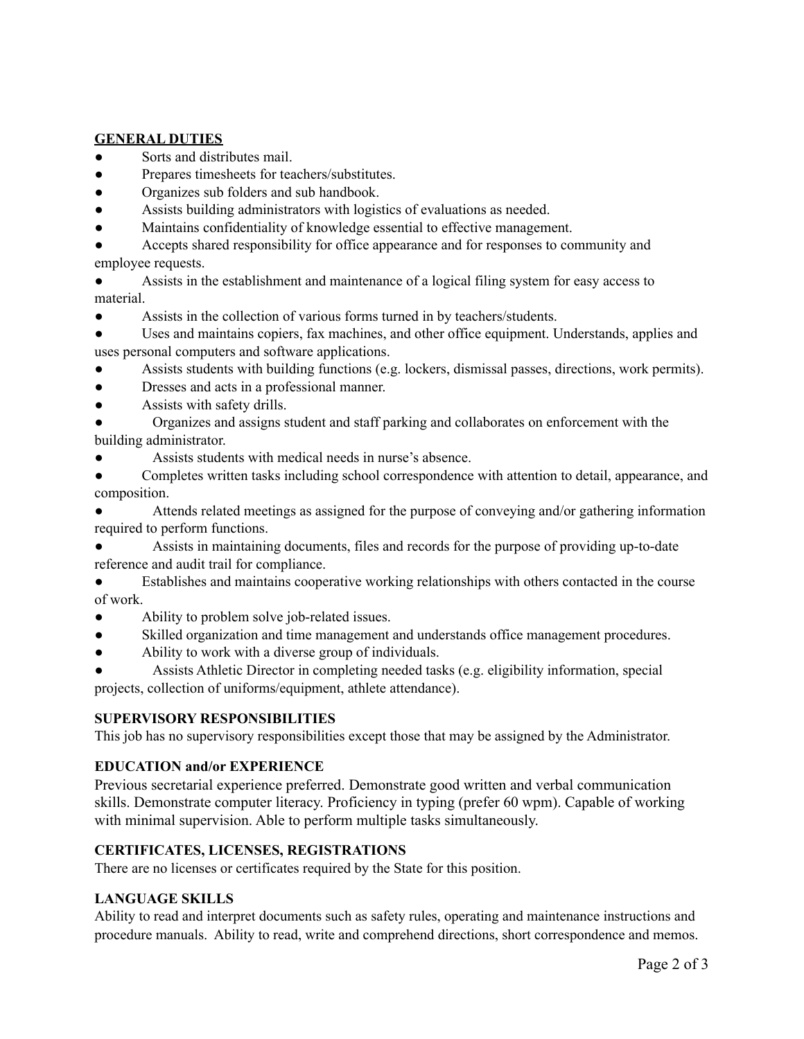## GENERAL DUTIES

- Sorts and distributes mail.
- Prepares timesheets for teachers/substitutes.
- Organizes sub folders and sub handbook.
- Assists building administrators with logistics of evaluations as needed.
- Maintains confidentiality of knowledge essential to effective management.
- Accepts shared responsibility for office appearance and for responses to community and employee requests.
- Assists in the establishment and maintenance of a logical filing system for easy access to material.
- Assists in the collection of various forms turned in by teachers/students.
- Uses and maintains copiers, fax machines, and other office equipment. Understands, applies and uses personal computers and software applications.
- Assists students with building functions (e.g. lockers, dismissal passes, directions, work permits).
- Dresses and acts in a professional manner.
- Assists with safety drills.
- Organizes and assigns student and staff parking and collaborates on enforcement with the building administrator.
- Assists students with medical needs in nurse's absence.
- Completes written tasks including school correspondence with attention to detail, appearance, and composition.
- Attends related meetings as assigned for the purpose of conveying and/or gathering information required to perform functions.
- Assists in maintaining documents, files and records for the purpose of providing up-to-date reference and audit trail for compliance.
- Establishes and maintains cooperative working relationships with others contacted in the course of work.
- Ability to problem solve job-related issues.
- Skilled organization and time management and understands office management procedures.
- Ability to work with a diverse group of individuals.
- Assists Athletic Director in completing needed tasks (e.g. eligibility information, special projects, collection of uniforms/equipment, athlete attendance).

### SUPERVISORY RESPONSIBILITIES

This job has no supervisory responsibilities except those that may be assigned by the Administrator.

### EDUCATION and/or EXPERIENCE

Previous secretarial experience preferred. Demonstrate good written and verbal communication skills. Demonstrate computer literacy. Proficiency in typing (prefer 60 wpm). Capable of working with minimal supervision. Able to perform multiple tasks simultaneously.

### CERTIFICATES, LICENSES, REGISTRATIONS

There are no licenses or certificates required by the State for this position.

### LANGUAGE SKILLS

Ability to read and interpret documents such as safety rules, operating and maintenance instructions and procedure manuals. Ability to read, write and comprehend directions, short correspondence and memos.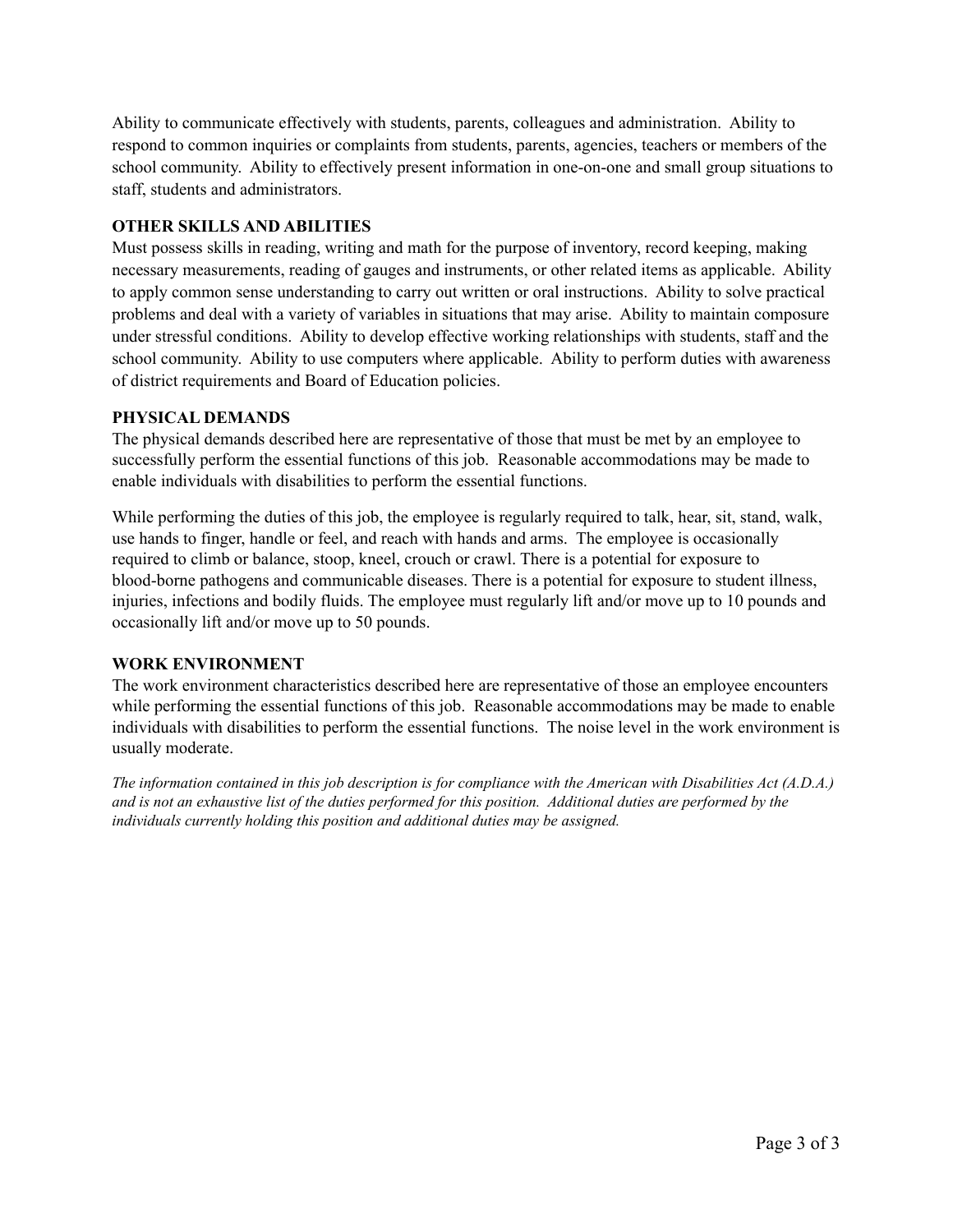Ability to communicate effectively with students, parents, colleagues and administration. Ability to respond to common inquiries or complaints from students, parents, agencies, teachers or members of the school community. Ability to effectively present information in one-on-one and small group situations to staff, students and administrators.

**OTHER SKILLS AND ABILITIES**

Must possess skills in reading, writing and math for the purpose of inventory, record keeping, making necessary measurements, reading of gauges and instruments, or other related items as applicable. Ability to apply common sense understanding to carry out written or oral instructions. Ability to solve practical problems and deal with a variety of variables in situations that may arise. Ability to maintain composure under stressful conditions. Ability to develop effective working relationships with students, staff and the school community. Ability to use computers where applicable. Ability to perform duties with awareness of district requirements and Board of Education policies.

**PHYSICAL DEMANDS**

The physical demands described here are representative of those that must be met by an employee to successfully perform the essential functions of this job. Reasonable accommodations may be made to enable individuals with disabilities to perform the essential functions.

While performing the duties of this job, the employee is regularly required to talk, hear, sit, stand, walk, use hands to finger, handle or feel, and reach with hands and arms. The employee is occasionally required to climb or balance, stoop, kneel, crouch or crawl. There is a potential for exposure to blood-borne pathogens and communicable diseases. There is a potential for exposure to student illness, injuries, infections and bodily fluids. The employee must regularly lift and/or move up to 10 pounds and occasionally lift and/or move up to 50 pounds.

**WORK ENVIRONMENT**

The work environment characteristics described here are representative of those an employee encounters while performing the essential functions of this job. Reasonable accommodations may be made to enable individuals with disabilities to perform the essential functions. The noise level in the work environment is usually moderate.

*The information contained in this job description is for compliance with the American with Disabilities Act (A.D.A.) and is not an exhaustive list of the duties performed for this position. Additional duties are performed by the individuals currently holding this position and additional duties may be assigned.*